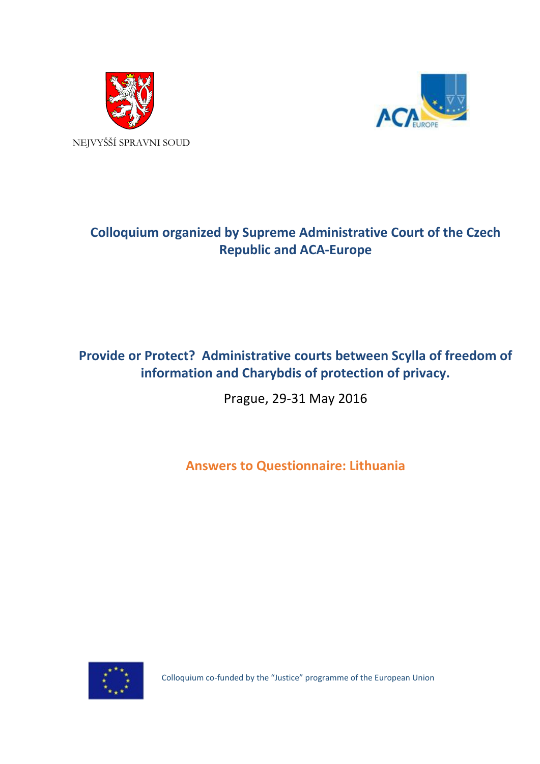NEJVYŠŠÍ SPRAVNI SOUD

## Colloquium organized by Supreme Administrative Court of the Czech Republic and ACA-Europe

# Provide or Protect? Administrative courts between Scylla of freedom of information and Charybdis of protection of privacy.

Prague, 29-31 May 2016

## Answers to Questionnaire: Lithuania

Colloquium co-funded by the "Justice" programme of the European Union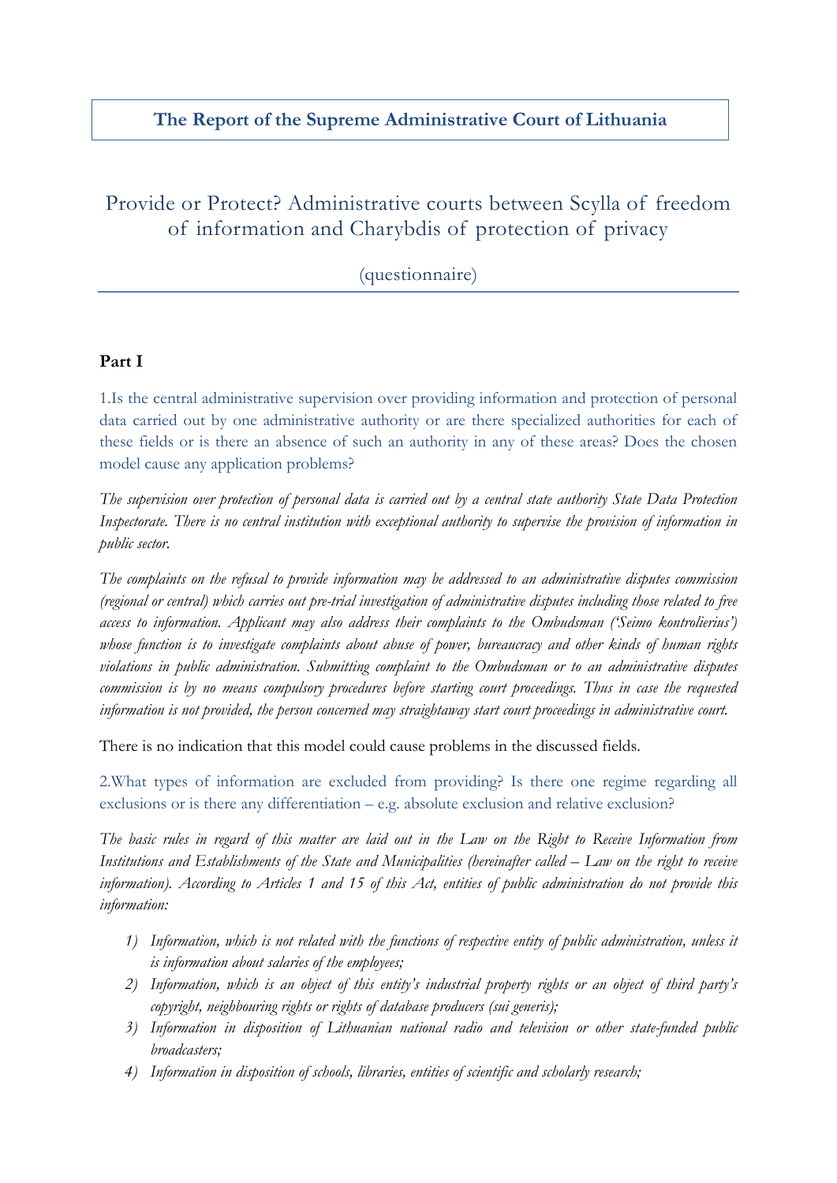**The Report of the Supreme Administrative Court of Lithuania**

# Provide or Protect? Administrative courts between Scylla of freedom of information and Charybdis of protection of privacy

(questionnaire)

## Part I

1.Is the central administrative supervision over providing information and protection of personal data carried out by one administrative authority or are there specialized authorities for each of these fields or is there an absence of such an authority in any of these areas? Does the chosen model cause any application problems?

*The supervision over protection of personal data is carried out by a central state authority State Data Protection Inspectorate. There is no central institution with exceptional authority to supervise the provision of information in public sector.*

*The complaints on the refusal to provide information may be addressed to an administrative disputes commission (regional or central) which carries out pre-trial investigation of administrative disputes including those related to free access to information. Applicant may also address their complaints to the Ombudsman ('Seimo kontrolierius') whose function is to investigate complaints about abuse of power, bureaucracy and other kinds of human rights violations in public administration. Submitting complaint to the Ombudsman or to an administrative disputes commission is by no means compulsory procedures before starting court proceedings. Thus in case the requested information is not provided, the person concerned may straightaway start court proceedings in administrative court.*

There is no indication that this model could cause problems in the discussed fields.

2.What types of information are excluded from providing? Is there one regime regarding all exclusions or is there any differentiation – e.g. absolute exclusion and relative exclusion?

*The basic rules in regard of this matter are laid out in the Law on the Right to Receive Information from Institutions and Establishments of the State and Municipalities (hereinafter called – Law on the right to receive information). According to Articles 1 and 15 of this Act, entities of public administration do not provide this information:*

1) *Information, which is not related with the functions of respective entity of public administration, unless it is information about salaries of the employees;*
2) *Information, which is an object of this entity's industrial property rights or an object of third party's copyright, neighbouring rights or rights of database producers (sui generis);*
3) *Information in disposition of Lithuanian national radio and television or other state-funded public broadcasters;*
4) *Information in disposition of schools, libraries, entities of scientific and scholarly research;*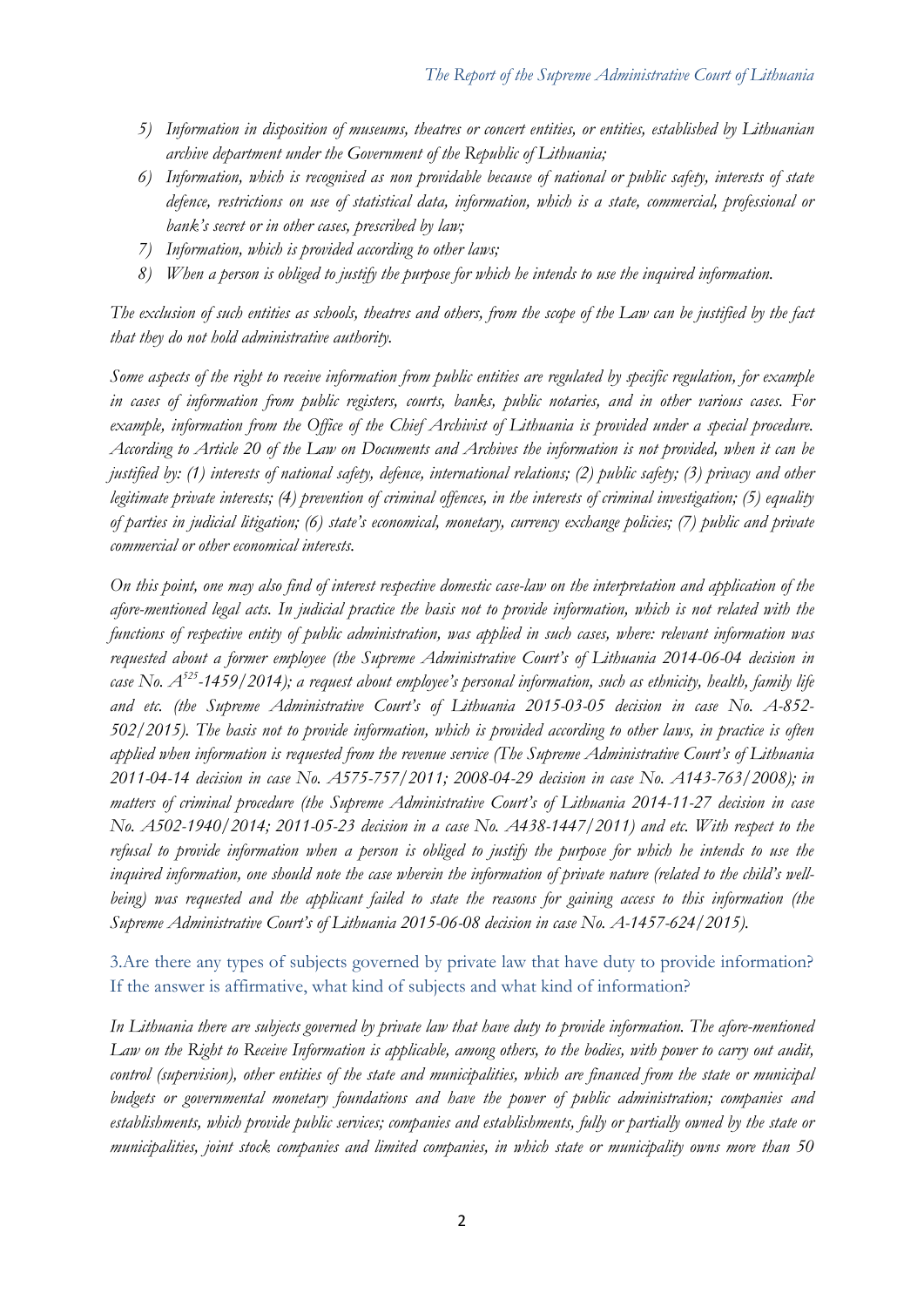5) *Information in disposition of museums, theatres or concert entities, or entities, established by Lithuanian archive department under the Government of the Republic of Lithuania;*
6) *Information, which is recognised as non providable because of national or public safety, interests of state defence, restrictions on use of statistical data, information, which is a state, commercial, professional or bank's secret or in other cases, prescribed by law;*
7) *Information, which is provided according to other laws;*
8) *When a person is obliged to justify the purpose for which he intends to use the inquired information.*

*The exclusion of such entities as schools, theatres and others, from the scope of the Law can be justified by the fact that they do not hold administrative authority.*

*Some aspects of the right to receive information from public entities are regulated by specific regulation, for example in cases of information from public registers, courts, banks, public notaries, and in other various cases. For example, information from the Office of the Chief Archivist of Lithuania is provided under a special procedure. According to Article 20 of the Law on Documents and Archives the information is not provided, when it can be justified by: (1) interests of national safety, defence, international relations; (2) public safety; (3) privacy and other legitimate private interests; (4) prevention of criminal offences, in the interests of criminal investigation; (5) equality of parties in judicial litigation; (6) state's economical, monetary, currency exchange policies; (7) public and private commercial or other economical interests.*

*On this point, one may also find of interest respective domestic case-law on the interpretation and application of the afore-mentioned legal acts. In judicial practice the basis not to provide information, which is not related with the functions of respective entity of public administration, was applied in such cases, where: relevant information was requested about a former employee (the Supreme Administrative Court's of Lithuania 2014-06-04 decision in case No. A[525]-1459/2014); a request about employee's personal information, such as ethnicity, health, family life and etc. (the Supreme Administrative Court's of Lithuania 2015-03-05 decision in case No. A-852-502/2015). The basis not to provide information, which is provided according to other laws, in practice is often applied when information is requested from the revenue service (The Supreme Administrative Court's of Lithuania 2011-04-14 decision in case No. A575-757/2011; 2008-04-29 decision in case No. A143-763/2008); in matters of criminal procedure (the Supreme Administrative Court's of Lithuania 2014-11-27 decision in case No. A502-1940/2014; 2011-05-23 decision in a case No. A438-1447/2011) and etc. With respect to the refusal to provide information when a person is obliged to justify the purpose for which he intends to use the inquired information, one should note the case wherein the information of private nature (related to the child's well-being) was requested and the applicant failed to state the reasons for gaining access to this information (the Supreme Administrative Court's of Lithuania 2015-06-08 decision in case No. A-1457-624/2015).*

## 3.Are there any types of subjects governed by private law that have duty to provide information? If the answer is affirmative, what kind of subjects and what kind of information?

*In Lithuania there are subjects governed by private law that have duty to provide information. The afore-mentioned Law on the Right to Receive Information is applicable, among others, to the bodies, with power to carry out audit, control (supervision), other entities of the state and municipalities, which are financed from the state or municipal budgets or governmental monetary foundations and have the power of public administration; companies and establishments, which provide public services; companies and establishments, fully or partially owned by the state or municipalities, joint stock companies and limited companies, in which state or municipality owns more than 50*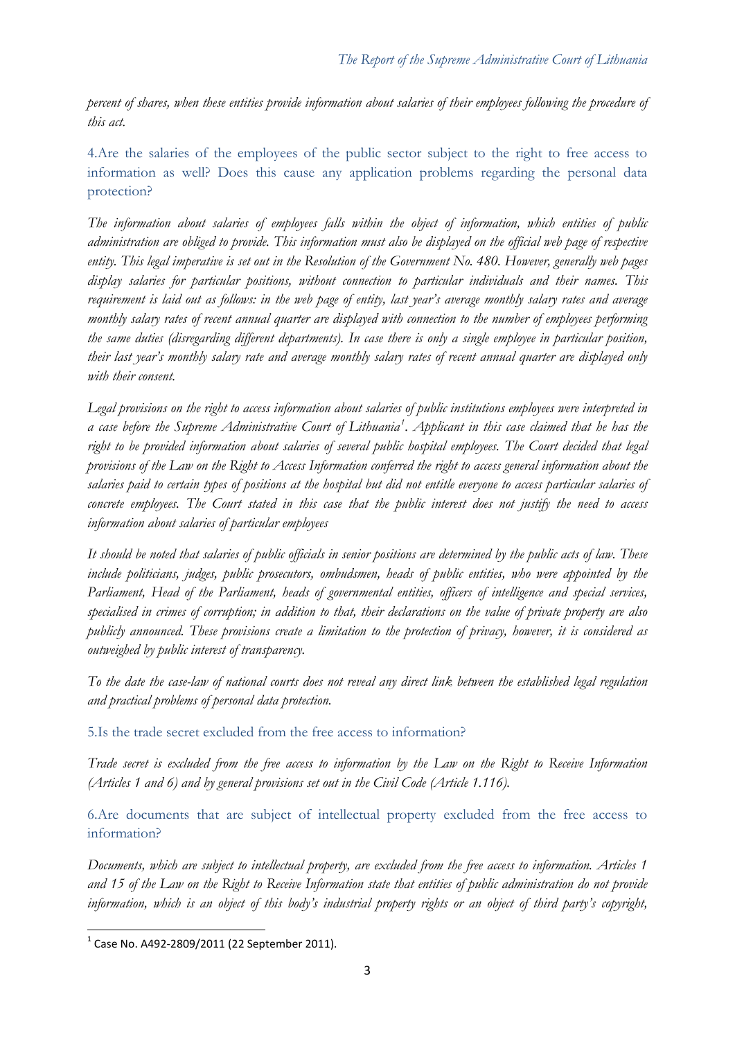*percent of shares, when these entities provide information about salaries of their employees following the procedure of this act.*

### 4.Are the salaries of the employees of the public sector subject to the right to free access to information as well? Does this cause any application problems regarding the personal data protection?

*The information about salaries of employees falls within the object of information, which entities of public administration are obliged to provide. This information must also be displayed on the official web page of respective entity. This legal imperative is set out in the Resolution of the Government No. 480. However, generally web pages display salaries for particular positions, without connection to particular individuals and their names. This requirement is laid out as follows: in the web page of entity, last year's average monthly salary rates and average monthly salary rates of recent annual quarter are displayed with connection to the number of employees performing the same duties (disregarding different departments). In case there is only a single employee in particular position, their last year's monthly salary rate and average monthly salary rates of recent annual quarter are displayed only with their consent.*

*Legal provisions on the right to access information about salaries of public institutions employees were interpreted in a case before the Supreme Administrative Court of Lithuania*[1]*. Applicant in this case claimed that he has the right to be provided information about salaries of several public hospital employees. The Court decided that legal provisions of the Law on the Right to Access Information conferred the right to access general information about the salaries paid to certain types of positions at the hospital but did not entitle everyone to access particular salaries of concrete employees. The Court stated in this case that the public interest does not justify the need to access information about salaries of particular employees*

*It should be noted that salaries of public officials in senior positions are determined by the public acts of law. These include politicians, judges, public prosecutors, ombudsmen, heads of public entities, who were appointed by the Parliament, Head of the Parliament, heads of governmental entities, officers of intelligence and special services, specialised in crimes of corruption; in addition to that, their declarations on the value of private property are also publicly announced. These provisions create a limitation to the protection of privacy, however, it is considered as outweighed by public interest of transparency.*

*To the date the case-law of national courts does not reveal any direct link between the established legal regulation and practical problems of personal data protection.*

### 5.Is the trade secret excluded from the free access to information?

*Trade secret is excluded from the free access to information by the Law on the Right to Receive Information (Articles 1 and 6) and by general provisions set out in the Civil Code (Article 1.116).*

### 6.Are documents that are subject of intellectual property excluded from the free access to information?

*Documents, which are subject to intellectual property, are excluded from the free access to information. Articles 1 and 15 of the Law on the Right to Receive Information state that entities of public administration do not provide information, which is an object of this body's industrial property rights or an object of third party's copyright,*

---

[1] Case No. A492-2809/2011 (22 September 2011).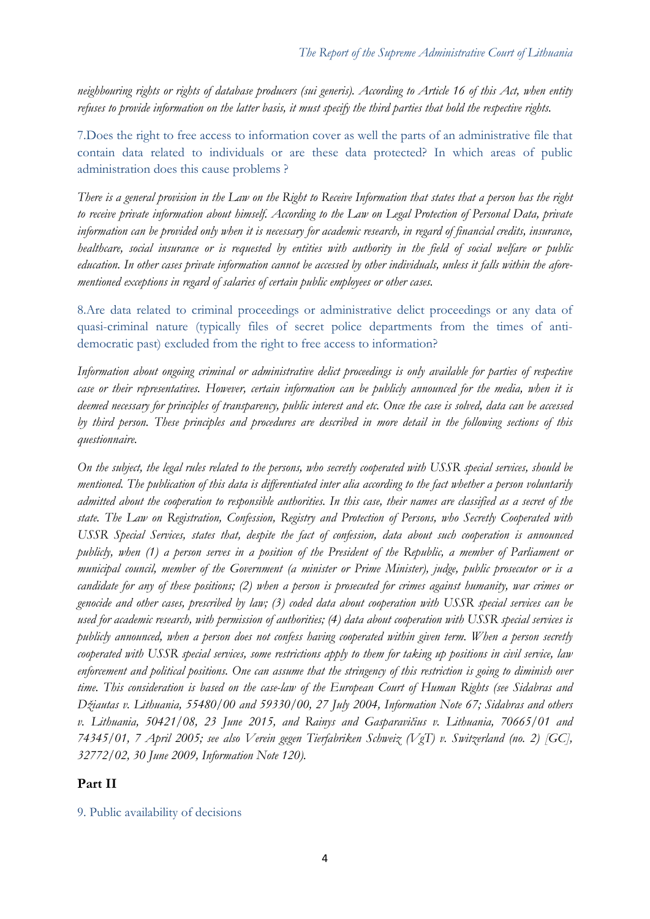*neighbouring rights or rights of database producers (sui generis). According to Article 16 of this Act, when entity refuses to provide information on the latter basis, it must specify the third parties that hold the respective rights.*

7.Does the right to free access to information cover as well the parts of an administrative file that contain data related to individuals or are these data protected? In which areas of public administration does this cause problems ?

*There is a general provision in the Law on the Right to Receive Information that states that a person has the right to receive private information about himself. According to the Law on Legal Protection of Personal Data, private information can be provided only when it is necessary for academic research, in regard of financial credits, insurance, healthcare, social insurance or is requested by entities with authority in the field of social welfare or public education. In other cases private information cannot be accessed by other individuals, unless it falls within the afore-mentioned exceptions in regard of salaries of certain public employees or other cases.*

8.Are data related to criminal proceedings or administrative delict proceedings or any data of quasi-criminal nature (typically files of secret police departments from the times of anti-democratic past) excluded from the right to free access to information?

*Information about ongoing criminal or administrative delict proceedings is only available for parties of respective case or their representatives. However, certain information can be publicly announced for the media, when it is deemed necessary for principles of transparency, public interest and etc. Once the case is solved, data can be accessed by third person. These principles and procedures are described in more detail in the following sections of this questionnaire.*

*On the subject, the legal rules related to the persons, who secretly cooperated with USSR special services, should be mentioned. The publication of this data is differentiated inter alia according to the fact whether a person voluntarily admitted about the cooperation to responsible authorities. In this case, their names are classified as a secret of the state. The Law on Registration, Confession, Registry and Protection of Persons, who Secretly Cooperated with USSR Special Services, states that, despite the fact of confession, data about such cooperation is announced publicly, when (1) a person serves in a position of the President of the Republic, a member of Parliament or municipal council, member of the Government (a minister or Prime Minister), judge, public prosecutor or is a candidate for any of these positions; (2) when a person is prosecuted for crimes against humanity, war crimes or genocide and other cases, prescribed by law; (3) coded data about cooperation with USSR special services can be used for academic research, with permission of authorities; (4) data about cooperation with USSR special services is publicly announced, when a person does not confess having cooperated within given term. When a person secretly cooperated with USSR special services, some restrictions apply to them for taking up positions in civil service, law enforcement and political positions. One can assume that the stringency of this restriction is going to diminish over time. This consideration is based on the case-law of the European Court of Human Rights (see Sidabras and Džiautas v. Lithuania, 55480/00 and 59330/00, 27 July 2004, Information Note 67; Sidabras and others v. Lithuania, 50421/08, 23 June 2015, and Rainys and Gasparavičius v. Lithuania, 70665/01 and 74345/01, 7 April 2005; see also Verein gegen Tierfabriken Schweiz (VgT) v. Switzerland (no. 2) [GC], 32772/02, 30 June 2009, Information Note 120).*

## Part II

9. Public availability of decisions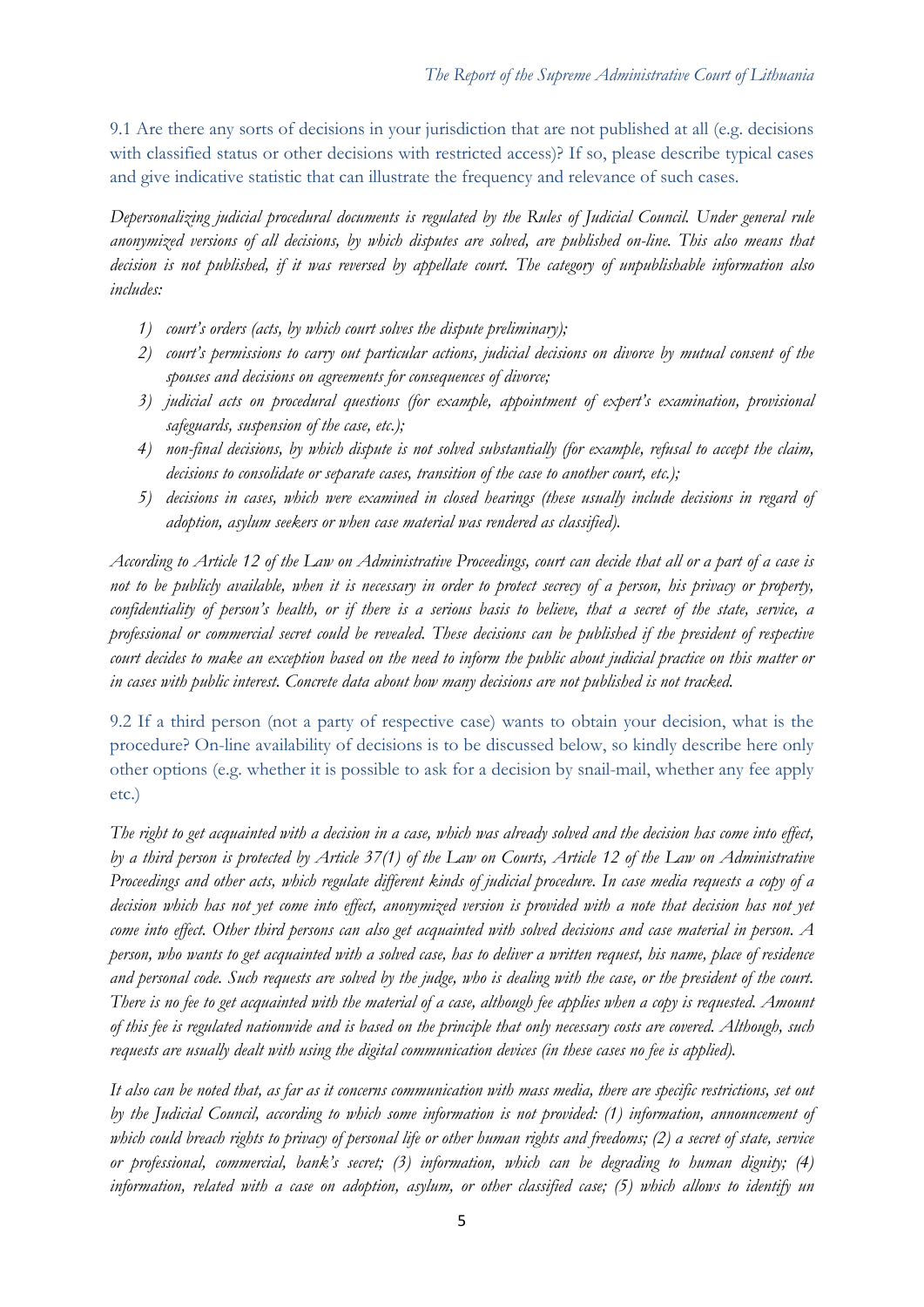9.1 Are there any sorts of decisions in your jurisdiction that are not published at all (e.g. decisions with classified status or other decisions with restricted access)? If so, please describe typical cases and give indicative statistic that can illustrate the frequency and relevance of such cases.

*Depersonalizing judicial procedural documents is regulated by the Rules of Judicial Council. Under general rule anonymized versions of all decisions, by which disputes are solved, are published on-line. This also means that decision is not published, if it was reversed by appellate court. The category of unpublishable information also includes:*

1) *court's orders (acts, by which court solves the dispute preliminary);*
2) *court's permissions to carry out particular actions, judicial decisions on divorce by mutual consent of the spouses and decisions on agreements for consequences of divorce;*
3) *judicial acts on procedural questions (for example, appointment of expert's examination, provisional safeguards, suspension of the case, etc.);*
4) *non-final decisions, by which dispute is not solved substantially (for example, refusal to accept the claim, decisions to consolidate or separate cases, transition of the case to another court, etc.);*
5) *decisions in cases, which were examined in closed hearings (these usually include decisions in regard of adoption, asylum seekers or when case material was rendered as classified).*

*According to Article 12 of the Law on Administrative Proceedings, court can decide that all or a part of a case is not to be publicly available, when it is necessary in order to protect secrecy of a person, his privacy or property, confidentiality of person's health, or if there is a serious basis to believe, that a secret of the state, service, a professional or commercial secret could be revealed. These decisions can be published if the president of respective court decides to make an exception based on the need to inform the public about judicial practice on this matter or in cases with public interest. Concrete data about how many decisions are not published is not tracked.*

9.2 If a third person (not a party of respective case) wants to obtain your decision, what is the procedure? On-line availability of decisions is to be discussed below, so kindly describe here only other options (e.g. whether it is possible to ask for a decision by snail-mail, whether any fee apply etc.)

*The right to get acquainted with a decision in a case, which was already solved and the decision has come into effect, by a third person is protected by Article 37(1) of the Law on Courts, Article 12 of the Law on Administrative Proceedings and other acts, which regulate different kinds of judicial procedure. In case media requests a copy of a decision which has not yet come into effect, anonymized version is provided with a note that decision has not yet come into effect. Other third persons can also get acquainted with solved decisions and case material in person. A person, who wants to get acquainted with a solved case, has to deliver a written request, his name, place of residence and personal code. Such requests are solved by the judge, who is dealing with the case, or the president of the court. There is no fee to get acquainted with the material of a case, although fee applies when a copy is requested. Amount of this fee is regulated nationwide and is based on the principle that only necessary costs are covered. Although, such requests are usually dealt with using the digital communication devices (in these cases no fee is applied).*

*It also can be noted that, as far as it concerns communication with mass media, there are specific restrictions, set out by the Judicial Council, according to which some information is not provided: (1) information, announcement of which could breach rights to privacy of personal life or other human rights and freedoms; (2) a secret of state, service or professional, commercial, bank's secret; (3) information, which can be degrading to human dignity; (4) information, related with a case on adoption, asylum, or other classified case; (5) which allows to identify un*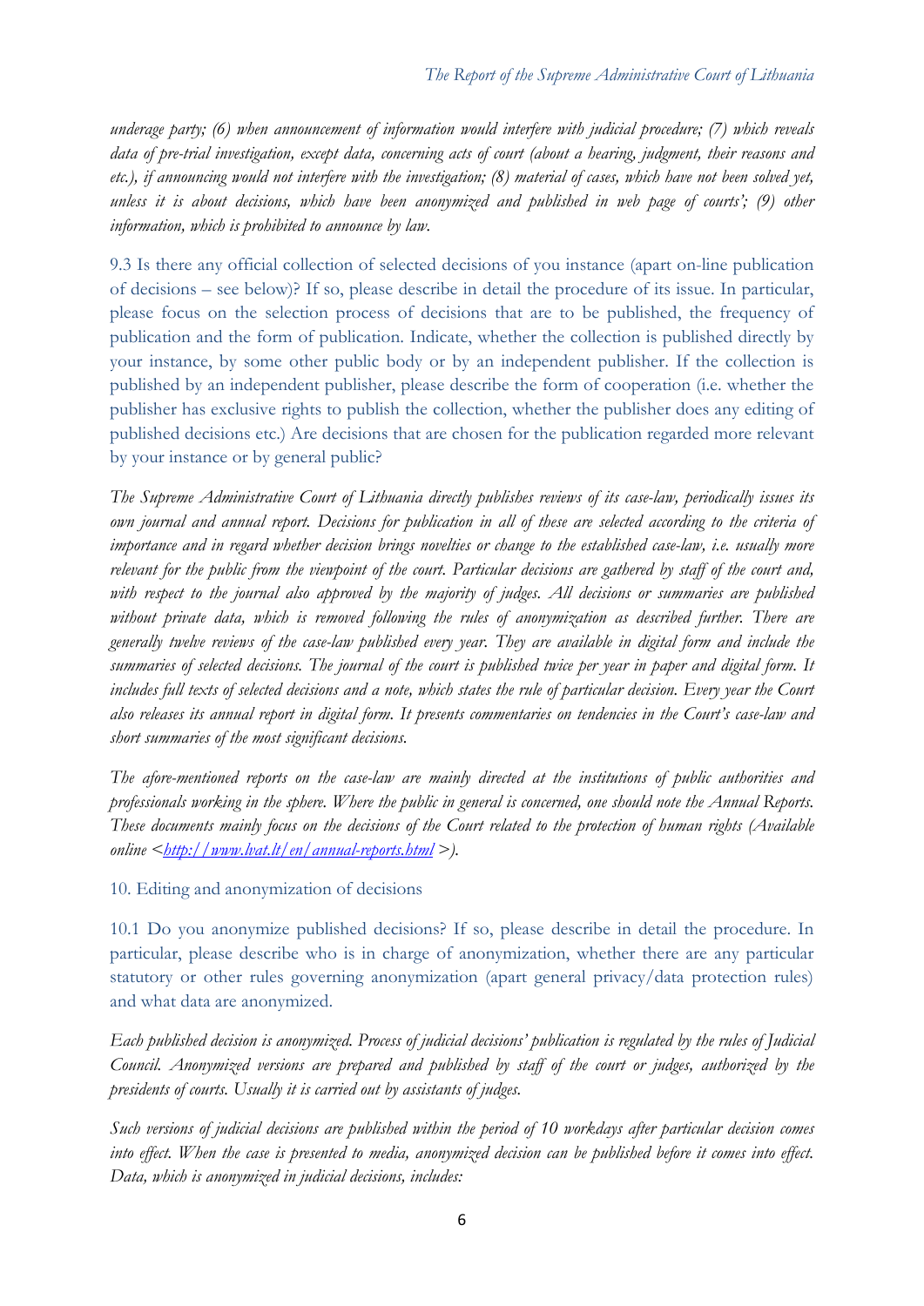*underage party; (6) when announcement of information would interfere with judicial procedure; (7) which reveals data of pre-trial investigation, except data, concerning acts of court (about a hearing, judgment, their reasons and etc.), if announcing would not interfere with the investigation; (8) material of cases, which have not been solved yet, unless it is about decisions, which have been anonymized and published in web page of courts'; (9) other information, which is prohibited to announce by law.*

9.3 Is there any official collection of selected decisions of you instance (apart on-line publication of decisions – see below)? If so, please describe in detail the procedure of its issue. In particular, please focus on the selection process of decisions that are to be published, the frequency of publication and the form of publication. Indicate, whether the collection is published directly by your instance, by some other public body or by an independent publisher. If the collection is published by an independent publisher, please describe the form of cooperation (i.e. whether the publisher has exclusive rights to publish the collection, whether the publisher does any editing of published decisions etc.) Are decisions that are chosen for the publication regarded more relevant by your instance or by general public?

*The Supreme Administrative Court of Lithuania directly publishes reviews of its case-law, periodically issues its own journal and annual report. Decisions for publication in all of these are selected according to the criteria of importance and in regard whether decision brings novelties or change to the established case-law, i.e. usually more relevant for the public from the viewpoint of the court. Particular decisions are gathered by staff of the court and, with respect to the journal also approved by the majority of judges. All decisions or summaries are published without private data, which is removed following the rules of anonymization as described further. There are generally twelve reviews of the case-law published every year. They are available in digital form and include the summaries of selected decisions. The journal of the court is published twice per year in paper and digital form. It includes full texts of selected decisions and a note, which states the rule of particular decision. Every year the Court also releases its annual report in digital form. It presents commentaries on tendencies in the Court's case-law and short summaries of the most significant decisions.*

*The afore-mentioned reports on the case-law are mainly directed at the institutions of public authorities and professionals working in the sphere. Where the public in general is concerned, one should note the Annual Reports. These documents mainly focus on the decisions of the Court related to the protection of human rights (Available online <[http://www.lvat.lt/en/annual-reports.html](http://www.lvat.lt/en/annual-reports.html) >).*

10. Editing and anonymization of decisions

10.1 Do you anonymize published decisions? If so, please describe in detail the procedure. In particular, please describe who is in charge of anonymization, whether there are any particular statutory or other rules governing anonymization (apart general privacy/data protection rules) and what data are anonymized.

*Each published decision is anonymized. Process of judicial decisions' publication is regulated by the rules of Judicial Council. Anonymized versions are prepared and published by staff of the court or judges, authorized by the presidents of courts. Usually it is carried out by assistants of judges.*

*Such versions of judicial decisions are published within the period of 10 workdays after particular decision comes into effect. When the case is presented to media, anonymized decision can be published before it comes into effect. Data, which is anonymized in judicial decisions, includes:*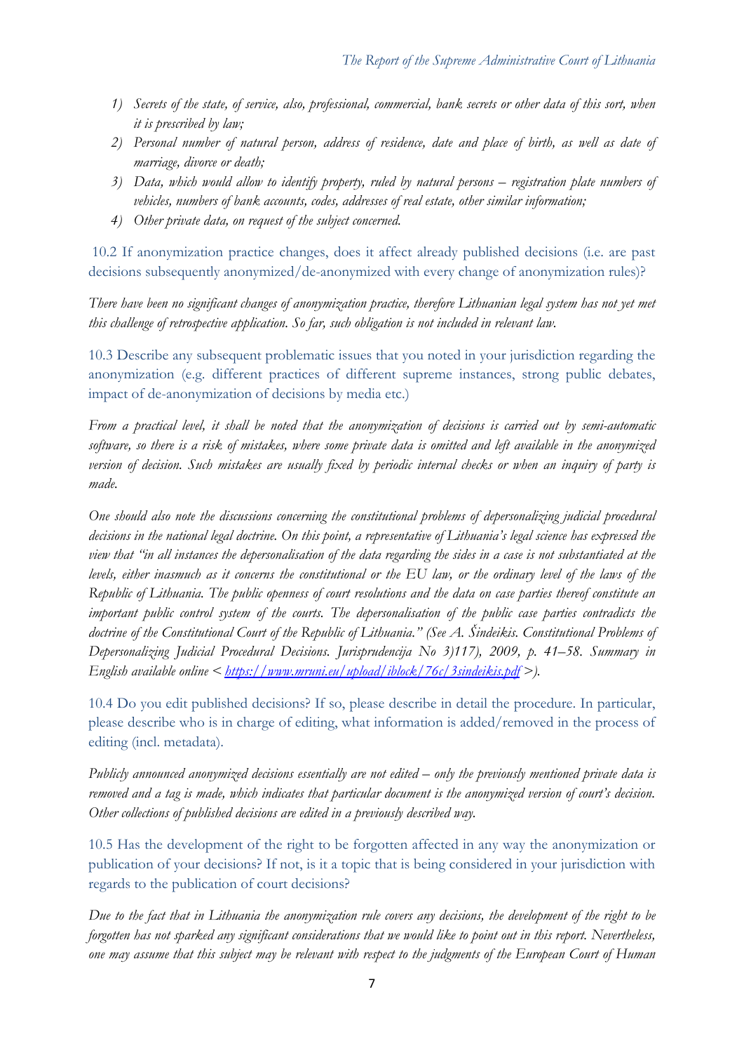1) *Secrets of the state, of service, also, professional, commercial, bank secrets or other data of this sort, when it is prescribed by law;*
2) *Personal number of natural person, address of residence, date and place of birth, as well as date of marriage, divorce or death;*
3) *Data, which would allow to identify property, ruled by natural persons – registration plate numbers of vehicles, numbers of bank accounts, codes, addresses of real estate, other similar information;*
4) *Other private data, on request of the subject concerned.*

10.2 If anonymization practice changes, does it affect already published decisions (i.e. are past decisions subsequently anonymized/de-anonymized with every change of anonymization rules)?

*There have been no significant changes of anonymization practice, therefore Lithuanian legal system has not yet met this challenge of retrospective application. So far, such obligation is not included in relevant law.*

10.3 Describe any subsequent problematic issues that you noted in your jurisdiction regarding the anonymization (e.g. different practices of different supreme instances, strong public debates, impact of de-anonymization of decisions by media etc.)

*From a practical level, it shall be noted that the anonymization of decisions is carried out by semi-automatic software, so there is a risk of mistakes, where some private data is omitted and left available in the anonymized version of decision. Such mistakes are usually fixed by periodic internal checks or when an inquiry of party is made.*

*One should also note the discussions concerning the constitutional problems of depersonalizing judicial procedural decisions in the national legal doctrine. On this point, a representative of Lithuania's legal science has expressed the view that "in all instances the depersonalisation of the data regarding the sides in a case is not substantiated at the levels, either inasmuch as it concerns the constitutional or the EU law, or the ordinary level of the laws of the Republic of Lithuania. The public openness of court resolutions and the data on case parties thereof constitute an important public control system of the courts. The depersonalisation of the public case parties contradicts the doctrine of the Constitutional Court of the Republic of Lithuania." (See A. Šindeikis. Constitutional Problems of Depersonalizing Judicial Procedural Decisions. Jurisprudencija No 3)117), 2009, p. 41–58. Summary in English available online < https://www.mruni.eu/upload/iblock/76c/3sindeikis.pdf >).*

10.4 Do you edit published decisions? If so, please describe in detail the procedure. In particular, please describe who is in charge of editing, what information is added/removed in the process of editing (incl. metadata).

*Publicly announced anonymized decisions essentially are not edited – only the previously mentioned private data is removed and a tag is made, which indicates that particular document is the anonymized version of court's decision. Other collections of published decisions are edited in a previously described way.*

10.5 Has the development of the right to be forgotten affected in any way the anonymization or publication of your decisions? If not, is it a topic that is being considered in your jurisdiction with regards to the publication of court decisions?

*Due to the fact that in Lithuania the anonymization rule covers any decisions, the development of the right to be forgotten has not sparked any significant considerations that we would like to point out in this report. Nevertheless, one may assume that this subject may be relevant with respect to the judgments of the European Court of Human*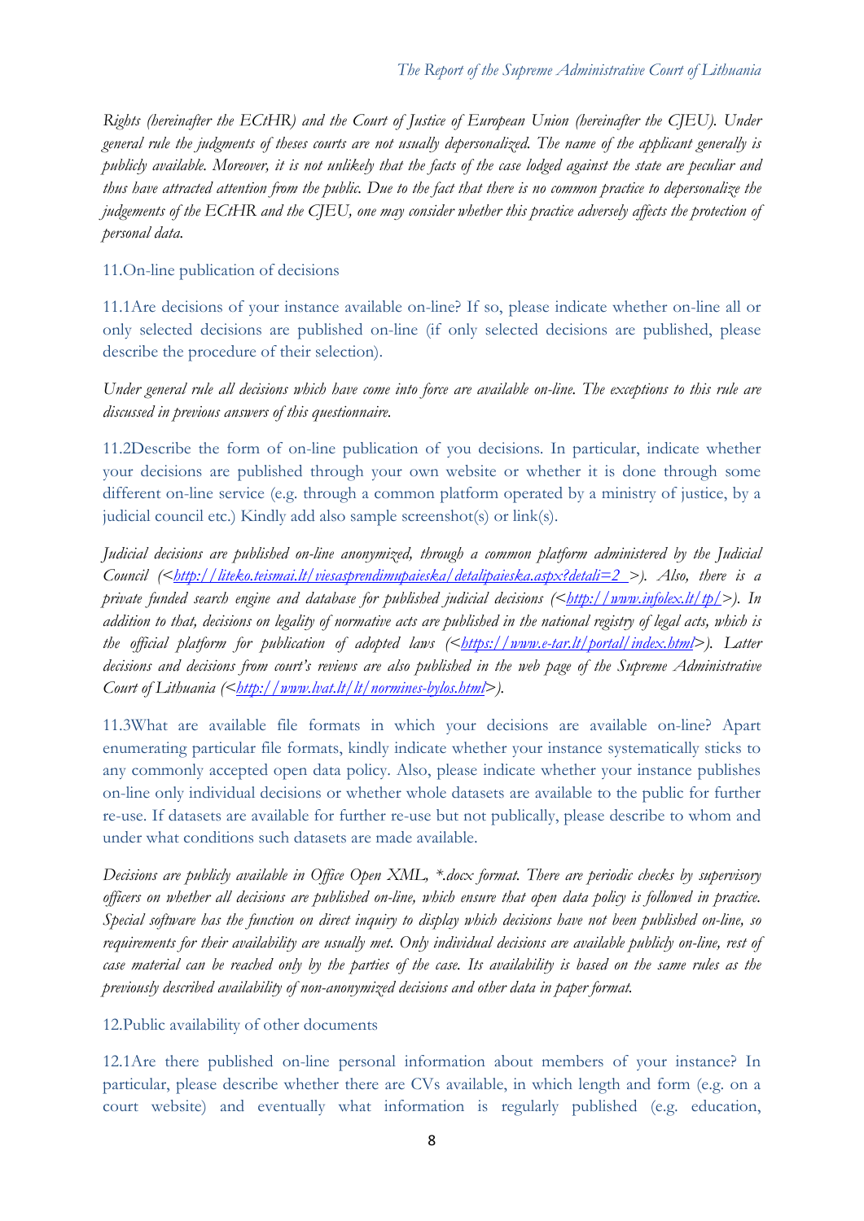*Rights (hereinafter the ECtHR) and the Court of Justice of European Union (hereinafter the CJEU). Under general rule the judgments of theses courts are not usually depersonalized. The name of the applicant generally is publicly available. Moreover, it is not unlikely that the facts of the case lodged against the state are peculiar and thus have attracted attention from the public. Due to the fact that there is no common practice to depersonalize the judgements of the ECtHR and the CJEU, one may consider whether this practice adversely affects the protection of personal data.*

11.On-line publication of decisions

11.1Are decisions of your instance available on-line? If so, please indicate whether on-line all or only selected decisions are published on-line (if only selected decisions are published, please describe the procedure of their selection).

*Under general rule all decisions which have come into force are available on-line. The exceptions to this rule are discussed in previous answers of this questionnaire.*

11.2Describe the form of on-line publication of you decisions. In particular, indicate whether your decisions are published through your own website or whether it is done through some different on-line service (e.g. through a common platform operated by a ministry of justice, by a judicial council etc.) Kindly add also sample screenshot(s) or link(s).

*Judicial decisions are published on-line anonymized, through a common platform administered by the Judicial Council (<[http://liteko.teismai.lt/viesasprendimupaieska/detalipaieska.aspx?detali=2](http://liteko.teismai.lt/viesasprendimupaieska/detalipaieska.aspx?detali=2) >). Also, there is a private funded search engine and database for published judicial decisions (<[http://www.infolex.lt/tp/](http://www.infolex.lt/tp/)>). In addition to that, decisions on legality of normative acts are published in the national registry of legal acts, which is the official platform for publication of adopted laws (<[https://www.e-tar.lt/portal/index.html](https://www.e-tar.lt/portal/index.html)>). Latter decisions and decisions from court's reviews are also published in the web page of the Supreme Administrative Court of Lithuania (<[http://www.lvat.lt/lt/normines-bylos.html](http://www.lvat.lt/lt/normines-bylos.html)>).*

11.3What are available file formats in which your decisions are available on-line? Apart enumerating particular file formats, kindly indicate whether your instance systematically sticks to any commonly accepted open data policy. Also, please indicate whether your instance publishes on-line only individual decisions or whether whole datasets are available to the public for further re-use. If datasets are available for further re-use but not publically, please describe to whom and under what conditions such datasets are made available.

*Decisions are publicly available in Office Open XML, *.docx format. There are periodic checks by supervisory officers on whether all decisions are published on-line, which ensure that open data policy is followed in practice. Special software has the function on direct inquiry to display which decisions have not been published on-line, so requirements for their availability are usually met. Only individual decisions are available publicly on-line, rest of case material can be reached only by the parties of the case. Its availability is based on the same rules as the previously described availability of non-anonymized decisions and other data in paper format.*

12.Public availability of other documents

12.1Are there published on-line personal information about members of your instance? In particular, please describe whether there are CVs available, in which length and form (e.g. on a court website) and eventually what information is regularly published (e.g. education,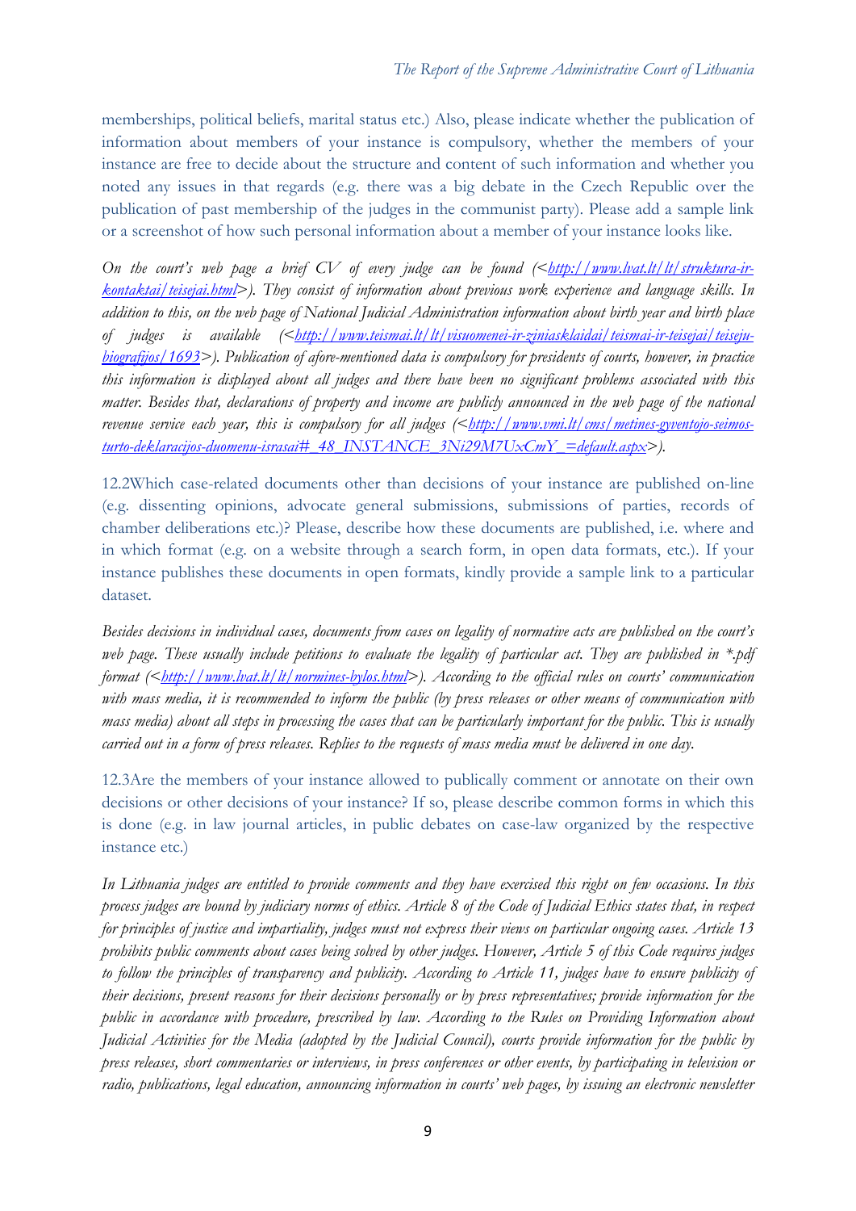memberships, political beliefs, marital status etc.) Also, please indicate whether the publication of information about members of your instance is compulsory, whether the members of your instance are free to decide about the structure and content of such information and whether you noted any issues in that regards (e.g. there was a big debate in the Czech Republic over the publication of past membership of the judges in the communist party). Please add a sample link or a screenshot of how such personal information about a member of your instance looks like.

*On the court's web page a brief CV of every judge can be found (<[http://www.lvat.lt/lt/struktura-ir-kontaktai/teisejai.html](http://www.lvat.lt/lt/struktura-ir-kontaktai/teisejai.html)>). They consist of information about previous work experience and language skills. In addition to this, on the web page of National Judicial Administration information about birth year and birth place of judges is available (<[http://www.teismai.lt/lt/visuomenei-ir-ziniasklaidai/teismai-ir-teisejai/teiseju-biografijos/1693](http://www.teismai.lt/lt/visuomenei-ir-ziniasklaidai/teismai-ir-teisejai/teiseju-biografijos/1693)>). Publication of afore-mentioned data is compulsory for presidents of courts, however, in practice this information is displayed about all judges and there have been no significant problems associated with this matter. Besides that, declarations of property and income are publicly announced in the web page of the national revenue service each year, this is compulsory for all judges (<[http://www.vmi.lt/cms/metines-gyventojo-seimos-turto-deklaracijos-duomenu-israsai#_48_INSTANCE_3Ni29M7UxCmY_=default.aspx](http://www.vmi.lt/cms/metines-gyventojo-seimos-turto-deklaracijos-duomenu-israsai#_48_INSTANCE_3Ni29M7UxCmY_=default.aspx)>).*

12.2 Which case-related documents other than decisions of your instance are published on-line (e.g. dissenting opinions, advocate general submissions, submissions of parties, records of chamber deliberations etc.)? Please, describe how these documents are published, i.e. where and in which format (e.g. on a website through a search form, in open data formats, etc.). If your instance publishes these documents in open formats, kindly provide a sample link to a particular dataset.

*Besides decisions in individual cases, documents from cases on legality of normative acts are published on the court's web page. These usually include petitions to evaluate the legality of particular act. They are published in *.pdf format (<[http://www.lvat.lt/lt/norminės-bylos.html](http://www.lvat.lt/lt/norminės-bylos.html)>). According to the official rules on courts' communication with mass media, it is recommended to inform the public (by press releases or other means of communication with mass media) about all steps in processing the cases that can be particularly important for the public. This is usually carried out in a form of press releases. Replies to the requests of mass media must be delivered in one day.*

12.3 Are the members of your instance allowed to publically comment or annotate on their own decisions or other decisions of your instance? If so, please describe common forms in which this is done (e.g. in law journal articles, in public debates on case-law organized by the respective instance etc.)

*In Lithuania judges are entitled to provide comments and they have exercised this right on few occasions. In this process judges are bound by judiciary norms of ethics. Article 8 of the Code of Judicial Ethics states that, in respect for principles of justice and impartiality, judges must not express their views on particular ongoing cases. Article 13 prohibits public comments about cases being solved by other judges. However, Article 5 of this Code requires judges to follow the principles of transparency and publicity. According to Article 11, judges have to ensure publicity of their decisions, present reasons for their decisions personally or by press representatives; provide information for the public in accordance with procedure, prescribed by law. According to the Rules on Providing Information about Judicial Activities for the Media (adopted by the Judicial Council), courts provide information for the public by press releases, short commentaries or interviews, in press conferences or other events, by participating in television or radio, publications, legal education, announcing information in courts' web pages, by issuing an electronic newsletter*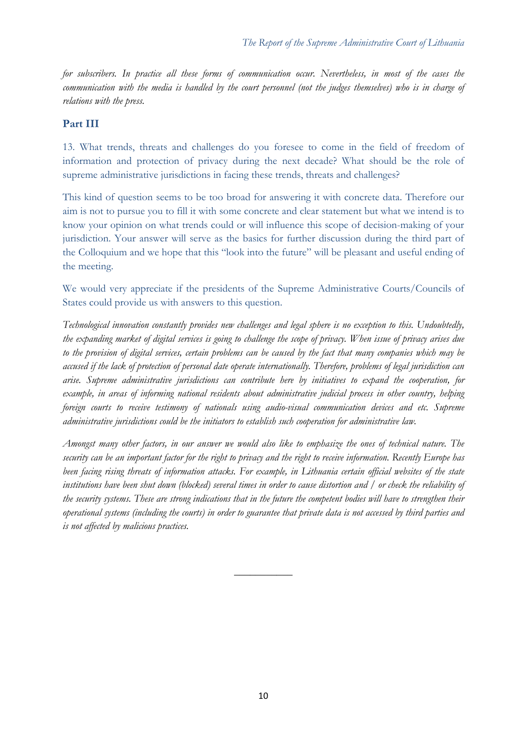*for subscribers. In practice all these forms of communication occur. Nevertheless, in most of the cases the communication with the media is handled by the court personnel (not the judges themselves) who is in charge of relations with the press.*

## Part III

13. What trends, threats and challenges do you foresee to come in the field of freedom of information and protection of privacy during the next decade? What should be the role of supreme administrative jurisdictions in facing these trends, threats and challenges?

This kind of question seems to be too broad for answering it with concrete data. Therefore our aim is not to pursue you to fill it with some concrete and clear statement but what we intend is to know your opinion on what trends could or will influence this scope of decision-making of your jurisdiction. Your answer will serve as the basics for further discussion during the third part of the Colloquium and we hope that this "look into the future" will be pleasant and useful ending of the meeting.

We would very appreciate if the presidents of the Supreme Administrative Courts/Councils of States could provide us with answers to this question.

*Technological innovation constantly provides new challenges and legal sphere is no exception to this. Undoubtedly, the expanding market of digital services is going to challenge the scope of privacy. When issue of privacy arises due to the provision of digital services, certain problems can be caused by the fact that many companies which may be accused if the lack of protection of personal date operate internationally. Therefore, problems of legal jurisdiction can arise. Supreme administrative jurisdictions can contribute here by initiatives to expand the cooperation, for example, in areas of informing national residents about administrative judicial process in other country, helping foreign courts to receive testimony of nationals using audio-visual communication devices and etc. Supreme administrative jurisdictions could be the initiators to establish such cooperation for administrative law.*

*Amongst many other factors, in our answer we would also like to emphasize the ones of technical nature. The security can be an important factor for the right to privacy and the right to receive information. Recently Europe has been facing rising threats of information attacks. For example, in Lithuania certain official websites of the state institutions have been shut down (blocked) several times in order to cause distortion and / or check the reliability of the security systems. These are strong indications that in the future the competent bodies will have to strengthen their operational systems (including the courts) in order to guarantee that private data is not accessed by third parties and is not affected by malicious practices.*

___________